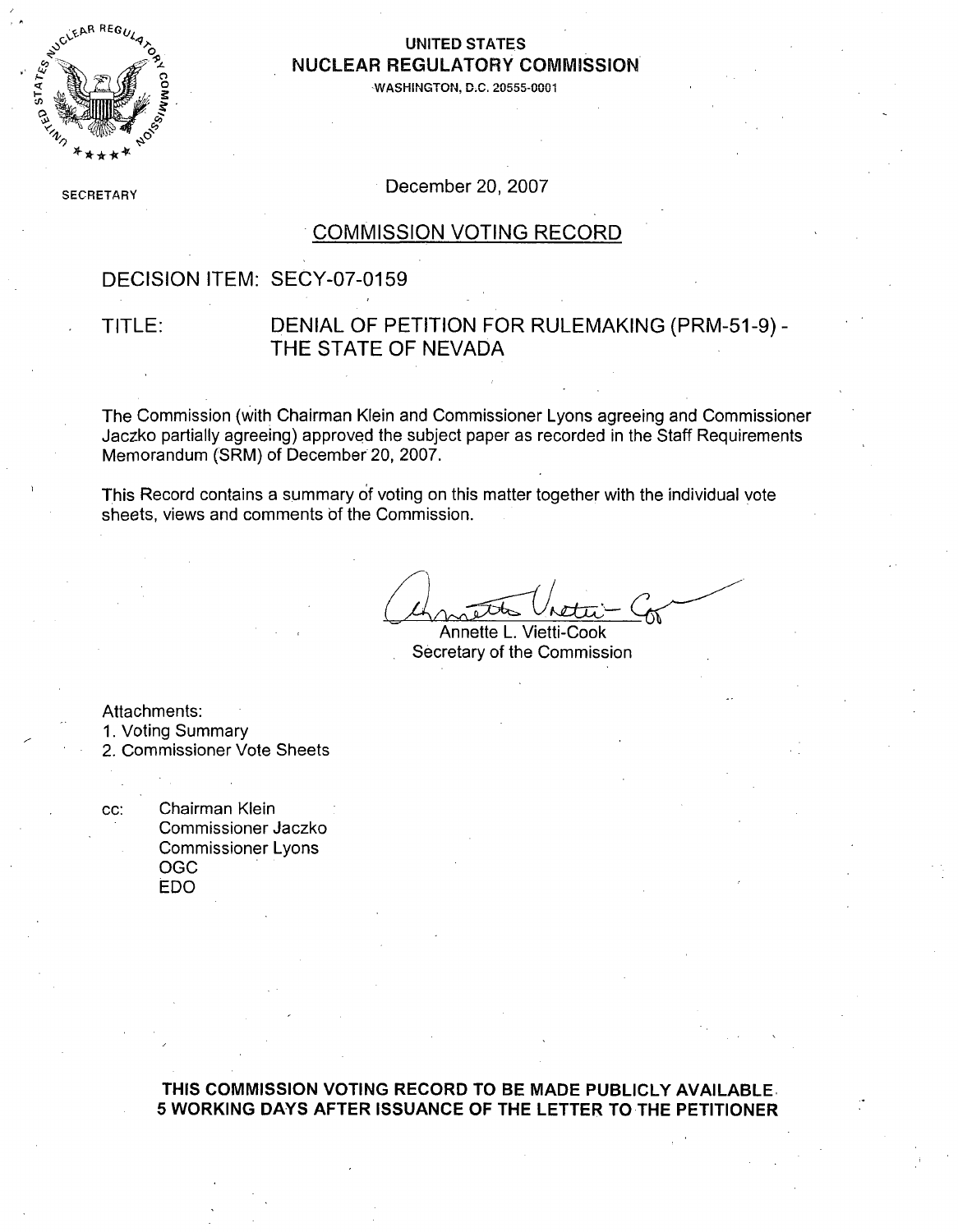UNITED STATES
**NUCLEAR REGULATORY COMMISSION**
WASHINGTON, D.C. 20555-0001

SECRETARY

December 20, 2007

## COMMISSION VOTING RECORD

DECISION ITEM: SECY-07-0159

TITLE: DENIAL OF PETITION FOR RULEMAKING (PRM-51-9) - THE STATE OF NEVADA

The Commission (with Chairman Klein and Commissioner Lyons agreeing and Commissioner Jaczko partially agreeing) approved the subject paper as recorded in the Staff Requirements Memorandum (SRM) of December 20, 2007.

This Record contains a summary of voting on this matter together with the individual vote sheets, views and comments of the Commission.

Annette L. Vietti-Cook
Secretary of the Commission

Attachments:
1. Voting Summary
2. Commissioner Vote Sheets

cc: Chairman Klein
Commissioner Jaczko
Commissioner Lyons
OGC
EDO

**THIS COMMISSION VOTING RECORD TO BE MADE PUBLICLY AVAILABLE 5 WORKING DAYS AFTER ISSUANCE OF THE LETTER TO THE PETITIONER**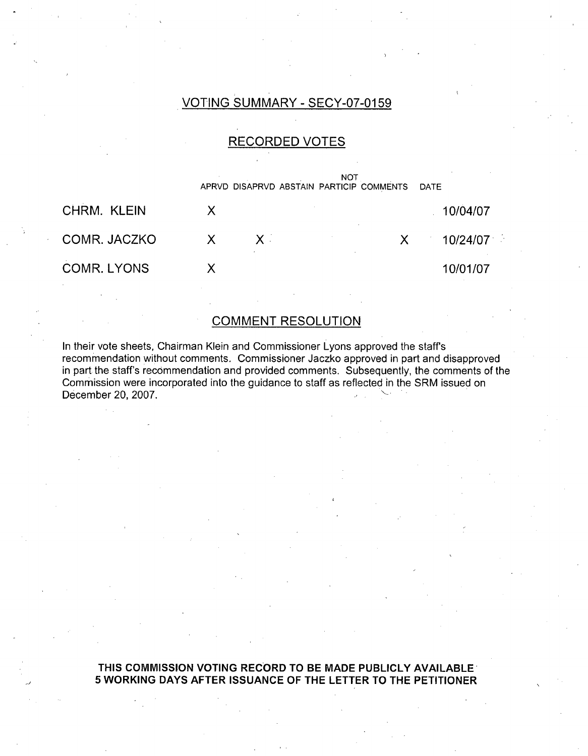## VOTING SUMMARY - SECY-07-0159

### RECORDED VOTES

| | APRVD | DISAPRVD | ABSTAIN | NOT PARTICIP | COMMENTS | DATE |
|---|---|---|---|---|---|---|
| CHRM. KLEIN | X | | | | | 10/04/07 |
| COMR. JACZKO | X | X | | | X | 10/24/07 |
| COMR. LYONS | X | | | | | 10/01/07 |

### COMMENT RESOLUTION

In their vote sheets, Chairman Klein and Commissioner Lyons approved the staff's recommendation without comments. Commissioner Jaczko approved in part and disapproved in part the staff's recommendation and provided comments. Subsequently, the comments of the Commission were incorporated into the guidance to staff as reflected in the SRM issued on December 20, 2007.

**THIS COMMISSION VOTING RECORD TO BE MADE PUBLICLY AVAILABLE 5 WORKING DAYS AFTER ISSUANCE OF THE LETTER TO THE PETITIONER**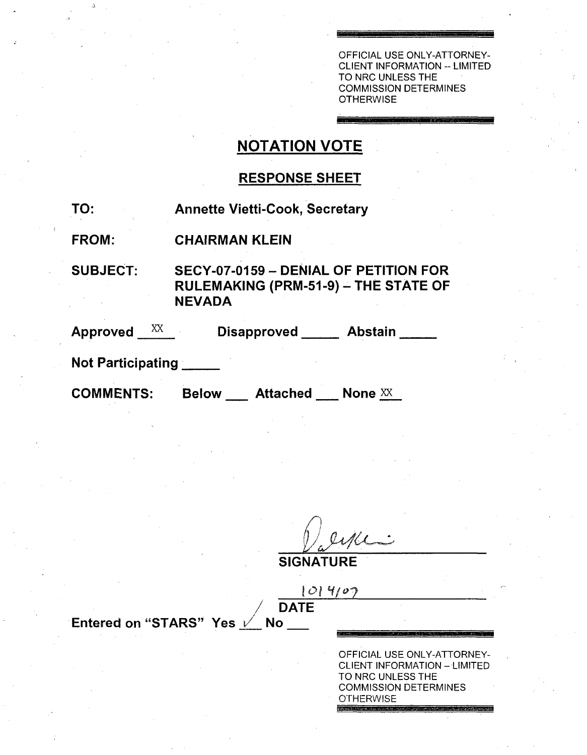OFFICIAL USE ONLY-ATTORNEY-CLIENT INFORMATION -- LIMITED TO NRC UNLESS THE COMMISSION DETERMINES OTHERWISE

## NOTATION VOTE

### RESPONSE SHEET

**TO:** Annette Vietti-Cook, Secretary

**FROM:** CHAIRMAN KLEIN

**SUBJECT:** SECY-07-0159 – DENIAL OF PETITION FOR RULEMAKING (PRM-51-9) – THE STATE OF NEVADA

**Approved** XX **Disapproved** _____ **Abstain** _____

**Not Participating** _____

**COMMENTS:** Below ___ Attached ___ None XX

SIGNATURE

10/4/07

DATE

Entered on "STARS" Yes ✓ No ___

OFFICIAL USE ONLY-ATTORNEY-CLIENT INFORMATION – LIMITED TO NRC UNLESS THE COMMISSION DETERMINES OTHERWISE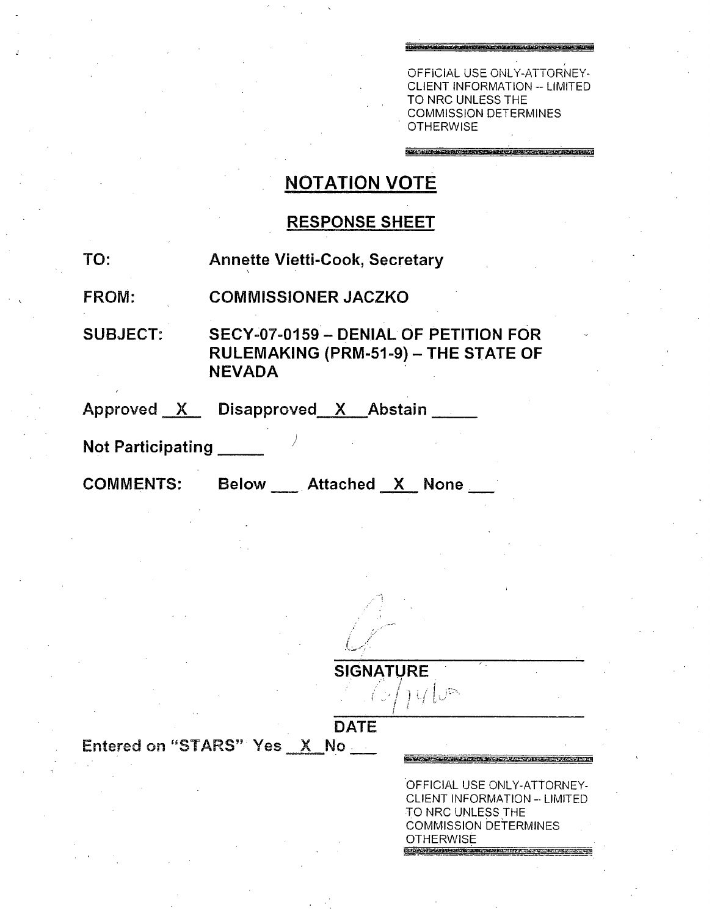OFFICIAL USE ONLY-ATTORNEY-CLIENT INFORMATION -- LIMITED TO NRC UNLESS THE COMMISSION DETERMINES OTHERWISE

# NOTATION VOTE

## RESPONSE SHEET

**TO:** Annette Vietti-Cook, Secretary

**FROM:** COMMISSIONER JACZKO

**SUBJECT:** SECY-07-0159 – DENIAL OF PETITION FOR RULEMAKING (PRM-51-9) – THE STATE OF NEVADA

**Approved** _X_ **Disapproved** _X_ **Abstain** ____

**Not Participating** ____

**COMMENTS:** Below ___ Attached _X_ None ___

SIGNATURE

6/14/0

DATE

Entered on "STARS" Yes _X_ No ___

OFFICIAL USE ONLY-ATTORNEY-CLIENT INFORMATION -- LIMITED TO NRC UNLESS THE COMMISSION DETERMINES OTHERWISE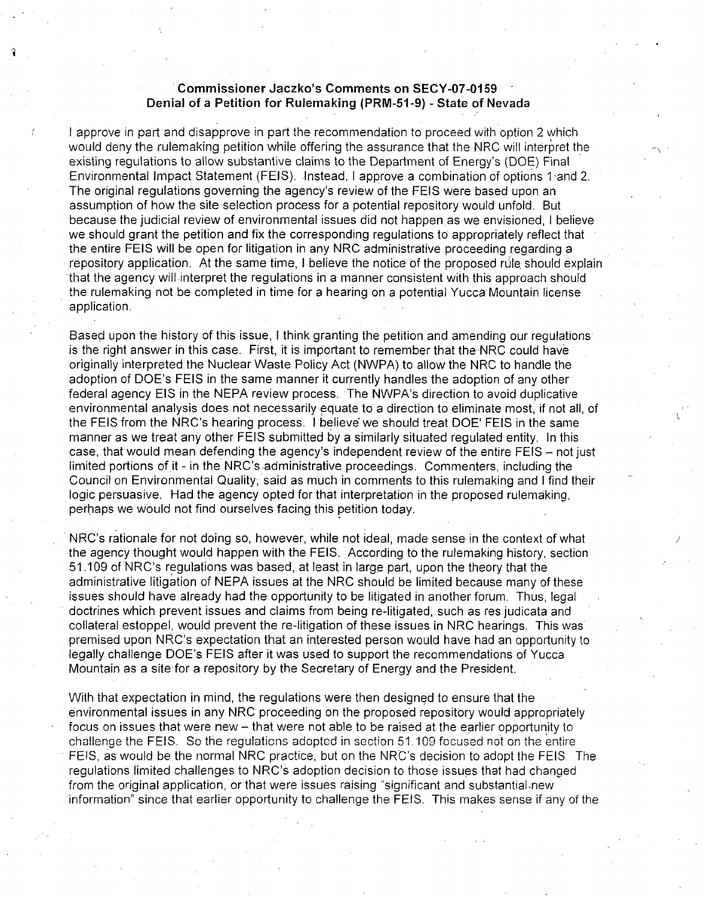**Commissioner Jaczko's Comments on SECY-07-0159**
**Denial of a Petition for Rulemaking (PRM-51-9) - State of Nevada**

I approve in part and disapprove in part the recommendation to proceed with option 2 which would deny the rulemaking petition while offering the assurance that the NRC will interpret the existing regulations to allow substantive claims to the Department of Energy's (DOE) Final Environmental Impact Statement (FEIS). Instead, I approve a combination of options 1 and 2. The original regulations governing the agency's review of the FEIS were based upon an assumption of how the site selection process for a potential repository would unfold. But because the judicial review of environmental issues did not happen as we envisioned, I believe we should grant the petition and fix the corresponding regulations to appropriately reflect that the entire FEIS will be open for litigation in any NRC administrative proceeding regarding a repository application. At the same time, I believe the notice of the proposed rule should explain that the agency will interpret the regulations in a manner consistent with this approach should the rulemaking not be completed in time for a hearing on a potential Yucca Mountain license application.

Based upon the history of this issue, I think granting the petition and amending our regulations is the right answer in this case. First, it is important to remember that the NRC could have originally interpreted the Nuclear Waste Policy Act (NWPA) to allow the NRC to handle the adoption of DOE's FEIS in the same manner it currently handles the adoption of any other federal agency EIS in the NEPA review process. The NWPA's direction to avoid duplicative environmental analysis does not necessarily equate to a direction to eliminate most, if not all, of the FEIS from the NRC's hearing process. I believe we should treat DOE' FEIS in the same manner as we treat any other FEIS submitted by a similarly situated regulated entity. In this case, that would mean defending the agency's independent review of the entire FEIS – not just limited portions of it - in the NRC's administrative proceedings. Commenters, including the Council on Environmental Quality, said as much in comments to this rulemaking and I find their logic persuasive. Had the agency opted for that interpretation in the proposed rulemaking, perhaps we would not find ourselves facing this petition today.

NRC's rationale for not doing so, however, while not ideal, made sense in the context of what the agency thought would happen with the FEIS. According to the rulemaking history, section 51.109 of NRC's regulations was based, at least in large part, upon the theory that the administrative litigation of NEPA issues at the NRC should be limited because many of these issues should have already had the opportunity to be litigated in another forum. Thus, legal doctrines which prevent issues and claims from being re-litigated, such as res judicata and collateral estoppel, would prevent the re-litigation of these issues in NRC hearings. This was premised upon NRC's expectation that an interested person would have had an opportunity to legally challenge DOE's FEIS after it was used to support the recommendations of Yucca Mountain as a site for a repository by the Secretary of Energy and the President.

With that expectation in mind, the regulations were then designed to ensure that the environmental issues in any NRC proceeding on the proposed repository would appropriately focus on issues that were new – that were not able to be raised at the earlier opportunity to challenge the FEIS. So the regulations adopted in section 51.109 focused not on the entire FEIS, as would be the normal NRC practice, but on the NRC's decision to adopt the FEIS. The regulations limited challenges to NRC's adoption decision to those issues that had changed from the original application, or that were issues raising "significant and substantial new information" since that earlier opportunity to challenge the FEIS. This makes sense if any of the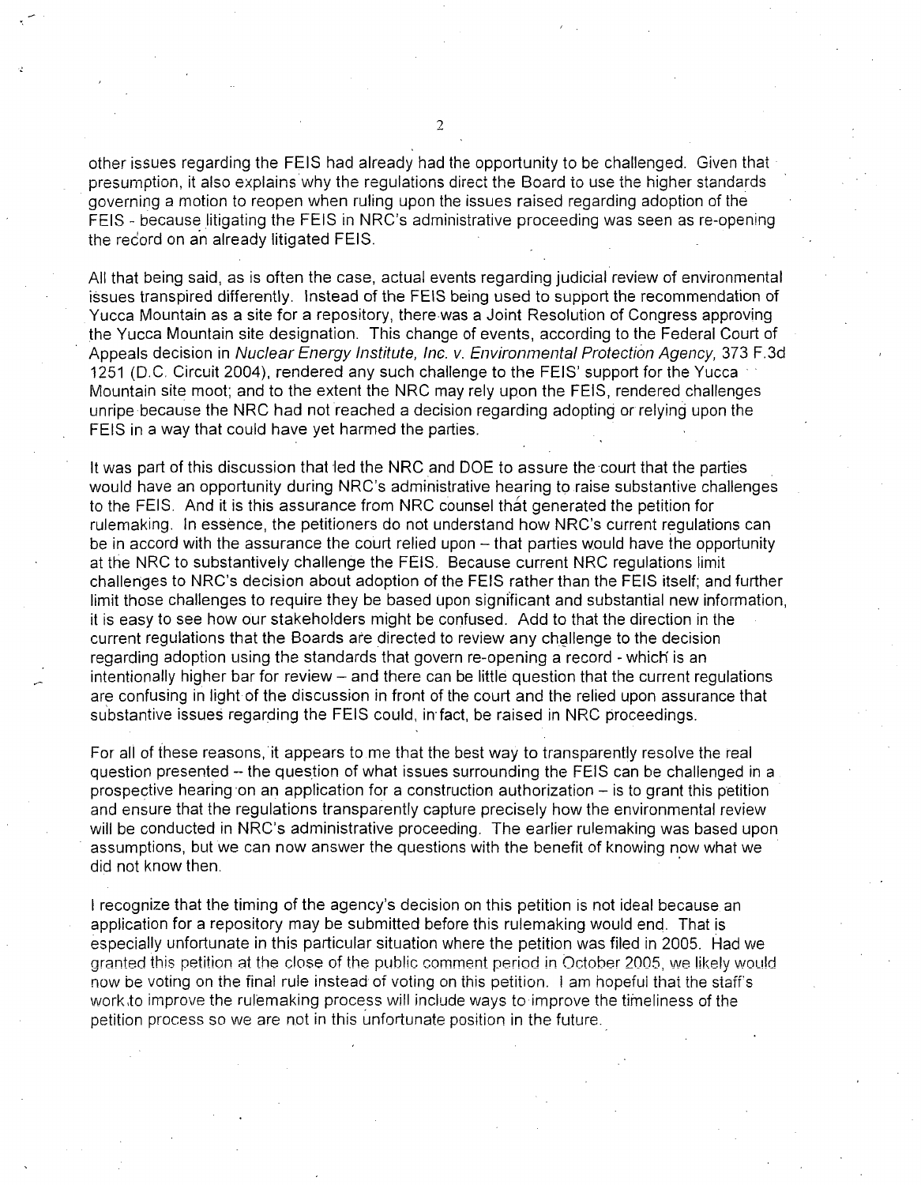other issues regarding the FEIS had already had the opportunity to be challenged. Given that presumption, it also explains why the regulations direct the Board to use the higher standards governing a motion to reopen when ruling upon the issues raised regarding adoption of the FEIS - because litigating the FEIS in NRC's administrative proceeding was seen as re-opening the record on an already litigated FEIS.

All that being said, as is often the case, actual events regarding judicial review of environmental issues transpired differently. Instead of the FEIS being used to support the recommendation of Yucca Mountain as a site for a repository, there was a Joint Resolution of Congress approving the Yucca Mountain site designation. This change of events, according to the Federal Court of Appeals decision in *Nuclear Energy Institute, Inc. v. Environmental Protection Agency*, 373 F.3d 1251 (D.C. Circuit 2004), rendered any such challenge to the FEIS' support for the Yucca Mountain site moot; and to the extent the NRC may rely upon the FEIS, rendered challenges unripe because the NRC had not reached a decision regarding adopting or relying upon the FEIS in a way that could have yet harmed the parties.

It was part of this discussion that led the NRC and DOE to assure the court that the parties would have an opportunity during NRC's administrative hearing to raise substantive challenges to the FEIS. And it is this assurance from NRC counsel that generated the petition for rulemaking. In essence, the petitioners do not understand how NRC's current regulations can be in accord with the assurance the court relied upon – that parties would have the opportunity at the NRC to substantively challenge the FEIS. Because current NRC regulations limit challenges to NRC's decision about adoption of the FEIS rather than the FEIS itself; and further limit those challenges to require they be based upon significant and substantial new information, it is easy to see how our stakeholders might be confused. Add to that the direction in the current regulations that the Boards are directed to review any challenge to the decision regarding adoption using the standards that govern re-opening a record - which is an intentionally higher bar for review – and there can be little question that the current regulations are confusing in light of the discussion in front of the court and the relied upon assurance that substantive issues regarding the FEIS could, in fact, be raised in NRC proceedings.

For all of these reasons, it appears to me that the best way to transparently resolve the real question presented -- the question of what issues surrounding the FEIS can be challenged in a prospective hearing on an application for a construction authorization – is to grant this petition and ensure that the regulations transparently capture precisely how the environmental review will be conducted in NRC's administrative proceeding. The earlier rulemaking was based upon assumptions, but we can now answer the questions with the benefit of knowing now what we did not know then.

I recognize that the timing of the agency's decision on this petition is not ideal because an application for a repository may be submitted before this rulemaking would end. That is especially unfortunate in this particular situation where the petition was filed in 2005. Had we granted this petition at the close of the public comment period in October 2005, we likely would now be voting on the final rule instead of voting on this petition. I am hopeful that the staff's work to improve the rulemaking process will include ways to improve the timeliness of the petition process so we are not in this unfortunate position in the future.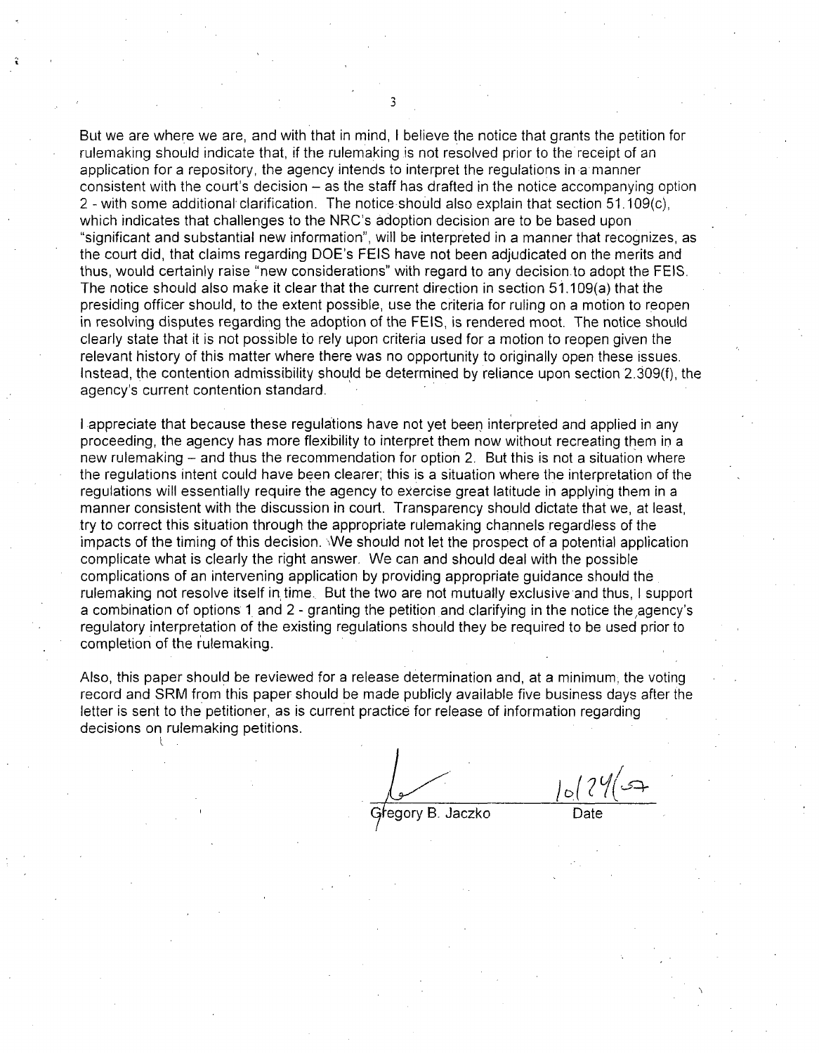But we are where we are, and with that in mind, I believe the notice that grants the petition for rulemaking should indicate that, if the rulemaking is not resolved prior to the receipt of an application for a repository, the agency intends to interpret the regulations in a manner consistent with the court's decision – as the staff has drafted in the notice accompanying option 2 - with some additional clarification. The notice should also explain that section 51.109(c), which indicates that challenges to the NRC's adoption decision are to be based upon "significant and substantial new information", will be interpreted in a manner that recognizes, as the court did, that claims regarding DOE's FEIS have not been adjudicated on the merits and thus, would certainly raise "new considerations" with regard to any decision to adopt the FEIS. The notice should also make it clear that the current direction in section 51.109(a) that the presiding officer should, to the extent possible, use the criteria for ruling on a motion to reopen in resolving disputes regarding the adoption of the FEIS, is rendered moot. The notice should clearly state that it is not possible to rely upon criteria used for a motion to reopen given the relevant history of this matter where there was no opportunity to originally open these issues. Instead, the contention admissibility should be determined by reliance upon section 2.309(f), the agency's current contention standard.

I appreciate that because these regulations have not yet been interpreted and applied in any proceeding, the agency has more flexibility to interpret them now without recreating them in a new rulemaking – and thus the recommendation for option 2. But this is not a situation where the regulations intent could have been clearer; this is a situation where the interpretation of the regulations will essentially require the agency to exercise great latitude in applying them in a manner consistent with the discussion in court. Transparency should dictate that we, at least, try to correct this situation through the appropriate rulemaking channels regardless of the impacts of the timing of this decision. We should not let the prospect of a potential application complicate what is clearly the right answer. We can and should deal with the possible complications of an intervening application by providing appropriate guidance should the rulemaking not resolve itself in time. But the two are not mutually exclusive and thus, I support a combination of options 1 and 2 - granting the petition and clarifying in the notice the agency's regulatory interpretation of the existing regulations should they be required to be used prior to completion of the rulemaking.

Also, this paper should be reviewed for a release determination and, at a minimum, the voting record and SRM from this paper should be made publicly available five business days after the letter is sent to the petitioner, as is current practice for release of information regarding decisions on rulemaking petitions.

Gregory B. Jaczko &emsp;&emsp;&emsp; 10/24/07
Date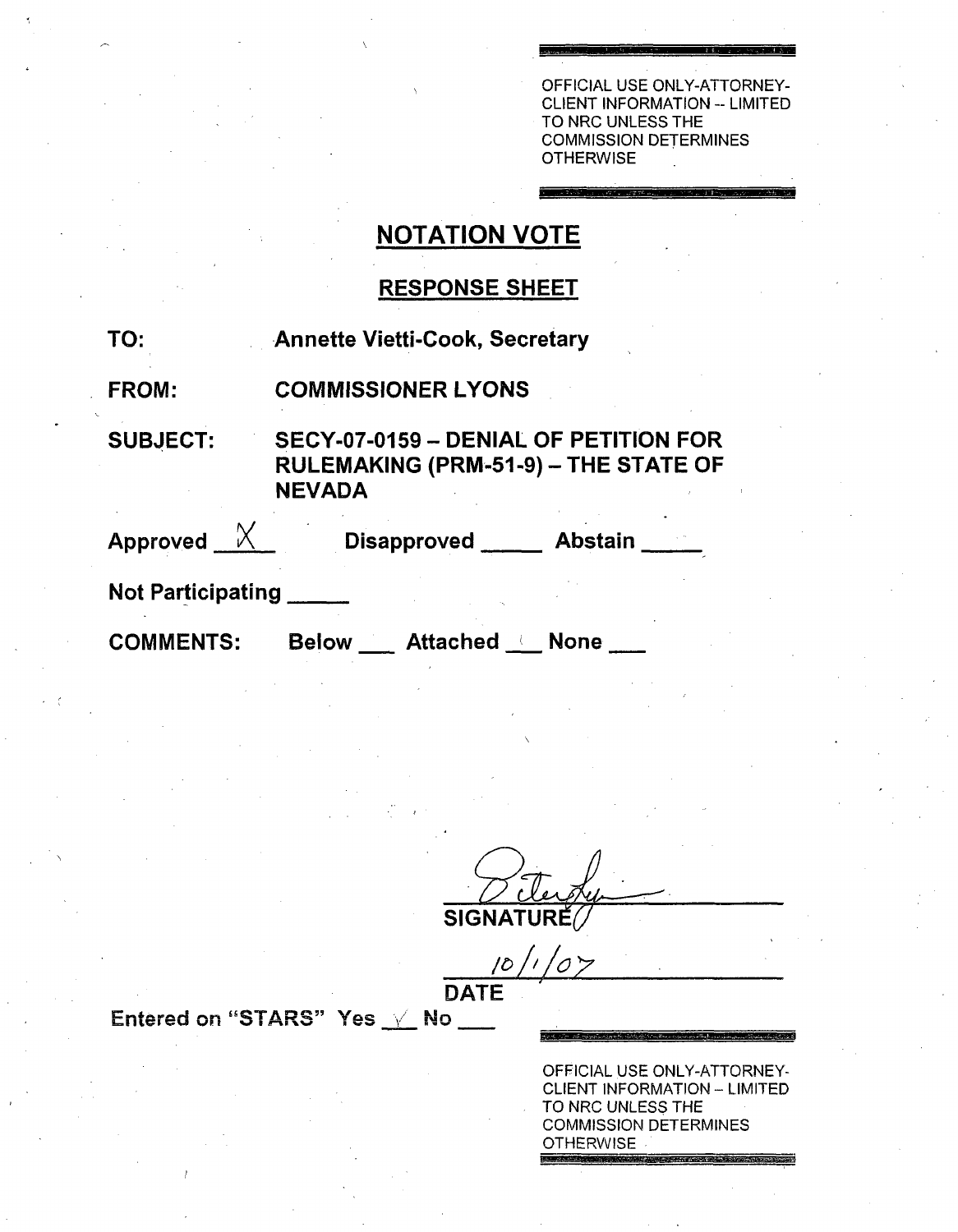OFFICIAL USE ONLY-ATTORNEY-CLIENT INFORMATION -- LIMITED TO NRC UNLESS THE COMMISSION DETERMINES OTHERWISE

# NOTATION VOTE

## RESPONSE SHEET

**TO:** Annette Vietti-Cook, Secretary

**FROM:** COMMISSIONER LYONS

**SUBJECT:** SECY-07-0159 – DENIAL OF PETITION FOR RULEMAKING (PRM-51-9) – THE STATE OF NEVADA

**Approved** X **Disapproved** ___ **Abstain** ___

**Not Participating** ___

**COMMENTS:** Below ___ Attached ___ None ___

SIGNATURE

10/1/07

DATE

Entered on "STARS" Yes ✓ No ___

OFFICIAL USE ONLY-ATTORNEY-CLIENT INFORMATION – LIMITED TO NRC UNLESS THE COMMISSION DETERMINES OTHERWISE